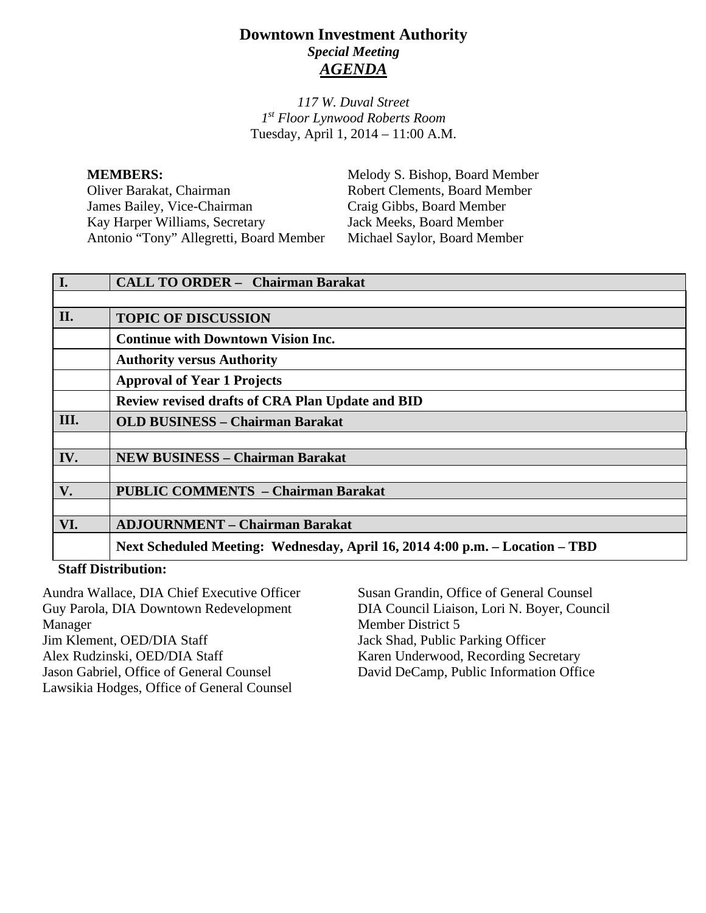# Downtown Investment Authority

***Special Meeting***

***AGENDA***

*117 W. Duval Street*
*1st Floor Lynwood Roberts Room*
Tuesday, April 1, 2014 – 11:00 A.M.

**MEMBERS:**
Oliver Barakat, Chairman
James Bailey, Vice-Chairman
Kay Harper Williams, Secretary
Antonio “Tony” Allegretti, Board Member
Melody S. Bishop, Board Member
Robert Clements, Board Member
Craig Gibbs, Board Member
Jack Meeks, Board Member
Michael Saylor, Board Member

| | |
|---|---|
| **I.** | **CALL TO ORDER – Chairman Barakat** |
| | |
| **II.** | **TOPIC OF DISCUSSION** |
| | **Continue with Downtown Vision Inc.** |
| | **Authority versus Authority** |
| | **Approval of Year 1 Projects** |
| | **Review revised drafts of CRA Plan Update and BID** |
| **III.** | **OLD BUSINESS – Chairman Barakat** |
| | |
| **IV.** | **NEW BUSINESS – Chairman Barakat** |
| | |
| **V.** | **PUBLIC COMMENTS – Chairman Barakat** |
| | |
| **VI.** | **ADJOURNMENT – Chairman Barakat** |
| | **Next Scheduled Meeting: Wednesday, April 16, 2014 4:00 p.m. – Location – TBD** |

**Staff Distribution:**

Aundra Wallace, DIA Chief Executive Officer
Guy Parola, DIA Downtown Redevelopment Manager
Jim Klement, OED/DIA Staff
Alex Rudzinski, OED/DIA Staff
Jason Gabriel, Office of General Counsel
Lawsikia Hodges, Office of General Counsel
Susan Grandin, Office of General Counsel
DIA Council Liaison, Lori N. Boyer, Council Member District 5
Jack Shad, Public Parking Officer
Karen Underwood, Recording Secretary
David DeCamp, Public Information Office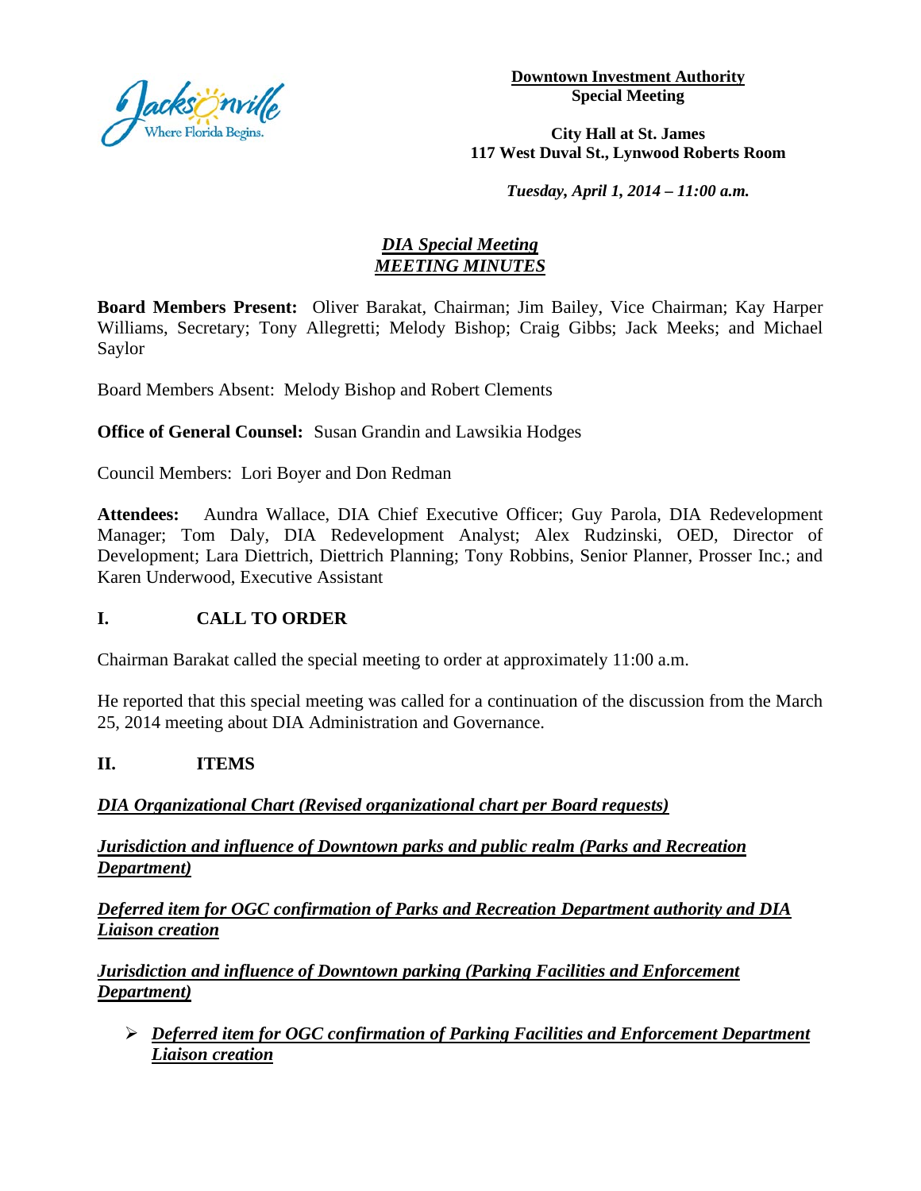**Downtown Investment Authority**
**Special Meeting**

**City Hall at St. James**
**117 West Duval St., Lynwood Roberts Room**

***Tuesday, April 1, 2014 – 11:00 a.m.***

## ***DIA Special Meeting***
## ***MEETING MINUTES***

**Board Members Present:** Oliver Barakat, Chairman; Jim Bailey, Vice Chairman; Kay Harper Williams, Secretary; Tony Allegretti; Melody Bishop; Craig Gibbs; Jack Meeks; and Michael Saylor

Board Members Absent: Melody Bishop and Robert Clements

**Office of General Counsel:** Susan Grandin and Lawsikia Hodges

Council Members: Lori Boyer and Don Redman

**Attendees:** Aundra Wallace, DIA Chief Executive Officer; Guy Parola, DIA Redevelopment Manager; Tom Daly, DIA Redevelopment Analyst; Alex Rudzinski, OED, Director of Development; Lara Diettrich, Diettrich Planning; Tony Robbins, Senior Planner, Prosser Inc.; and Karen Underwood, Executive Assistant

## I. CALL TO ORDER

Chairman Barakat called the special meeting to order at approximately 11:00 a.m.

He reported that this special meeting was called for a continuation of the discussion from the March 25, 2014 meeting about DIA Administration and Governance.

## II. ITEMS

***DIA Organizational Chart (Revised organizational chart per Board requests)***

***Jurisdiction and influence of Downtown parks and public realm (Parks and Recreation Department)***

***Deferred item for OGC confirmation of Parks and Recreation Department authority and DIA Liaison creation***

***Jurisdiction and influence of Downtown parking (Parking Facilities and Enforcement Department)***

- ***Deferred item for OGC confirmation of Parking Facilities and Enforcement Department Liaison creation***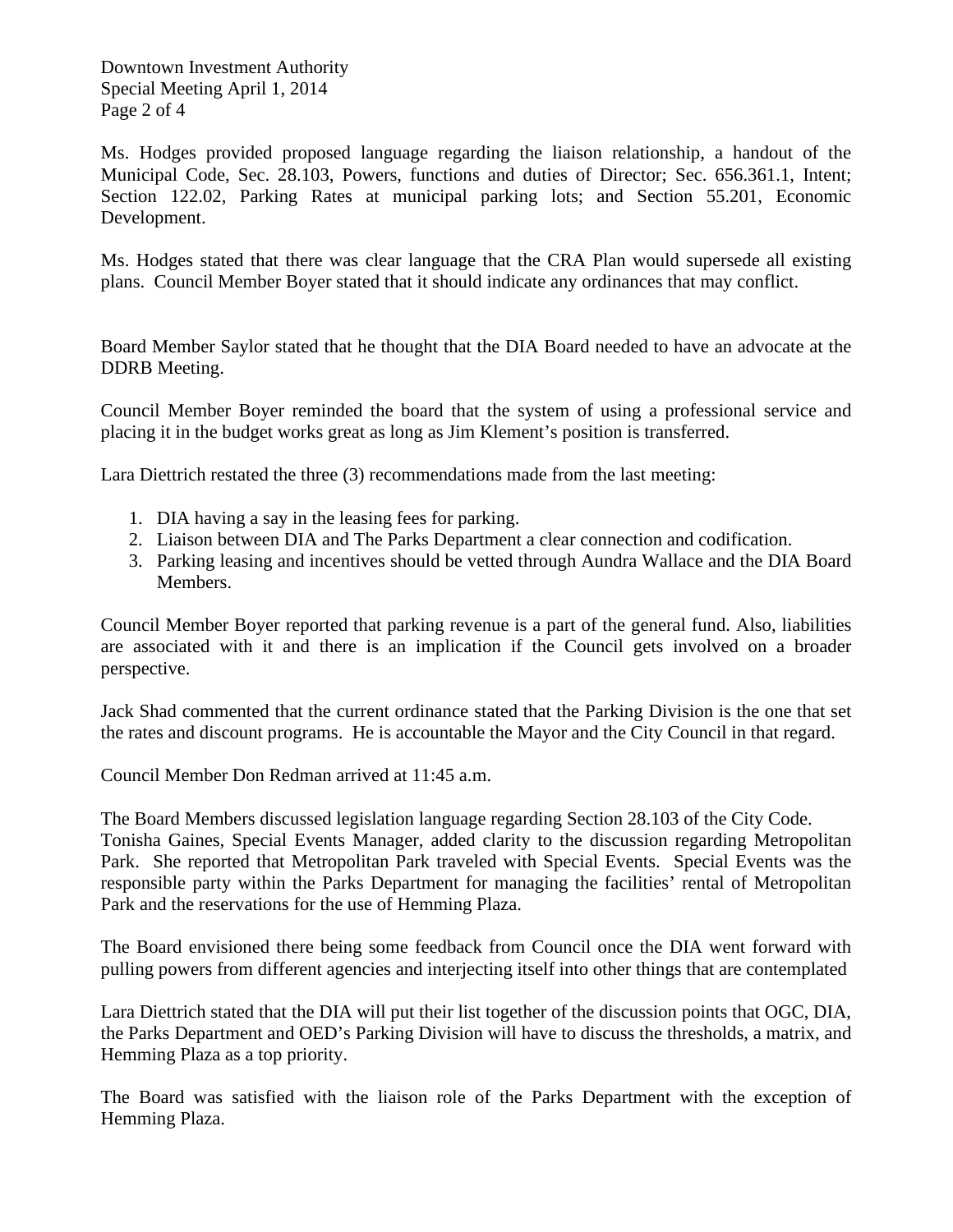Ms. Hodges provided proposed language regarding the liaison relationship, a handout of the Municipal Code, Sec. 28.103, Powers, functions and duties of Director; Sec. 656.361.1, Intent; Section 122.02, Parking Rates at municipal parking lots; and Section 55.201, Economic Development.

Ms. Hodges stated that there was clear language that the CRA Plan would supersede all existing plans. Council Member Boyer stated that it should indicate any ordinances that may conflict.

Board Member Saylor stated that he thought that the DIA Board needed to have an advocate at the DDRB Meeting.

Council Member Boyer reminded the board that the system of using a professional service and placing it in the budget works great as long as Jim Klement's position is transferred.

Lara Diettrich restated the three (3) recommendations made from the last meeting:

1. DIA having a say in the leasing fees for parking.
2. Liaison between DIA and The Parks Department a clear connection and codification.
3. Parking leasing and incentives should be vetted through Aundra Wallace and the DIA Board Members.

Council Member Boyer reported that parking revenue is a part of the general fund. Also, liabilities are associated with it and there is an implication if the Council gets involved on a broader perspective.

Jack Shad commented that the current ordinance stated that the Parking Division is the one that set the rates and discount programs. He is accountable the Mayor and the City Council in that regard.

Council Member Don Redman arrived at 11:45 a.m.

The Board Members discussed legislation language regarding Section 28.103 of the City Code.
Tonisha Gaines, Special Events Manager, added clarity to the discussion regarding Metropolitan Park. She reported that Metropolitan Park traveled with Special Events. Special Events was the responsible party within the Parks Department for managing the facilities' rental of Metropolitan Park and the reservations for the use of Hemming Plaza.

The Board envisioned there being some feedback from Council once the DIA went forward with pulling powers from different agencies and interjecting itself into other things that are contemplated

Lara Diettrich stated that the DIA will put their list together of the discussion points that OGC, DIA, the Parks Department and OED's Parking Division will have to discuss the thresholds, a matrix, and Hemming Plaza as a top priority.

The Board was satisfied with the liaison role of the Parks Department with the exception of Hemming Plaza.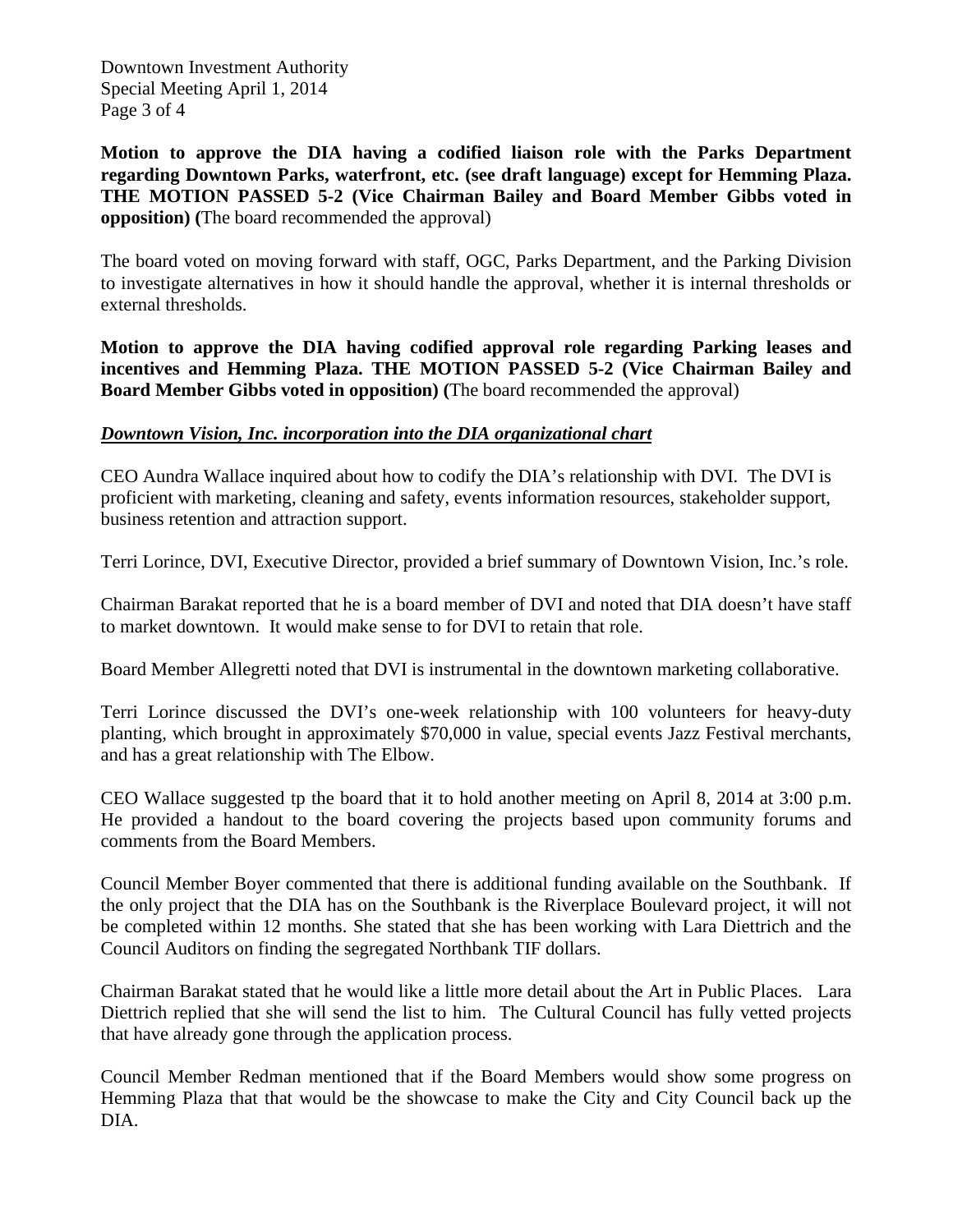**Motion to approve the DIA having a codified liaison role with the Parks Department regarding Downtown Parks, waterfront, etc. (see draft language) except for Hemming Plaza. THE MOTION PASSED 5-2 (Vice Chairman Bailey and Board Member Gibbs voted in opposition) (**The board recommended the approval)

The board voted on moving forward with staff, OGC, Parks Department, and the Parking Division to investigate alternatives in how it should handle the approval, whether it is internal thresholds or external thresholds.

**Motion to approve the DIA having codified approval role regarding Parking leases and incentives and Hemming Plaza. THE MOTION PASSED 5-2 (Vice Chairman Bailey and Board Member Gibbs voted in opposition) (**The board recommended the approval)

***Downtown Vision, Inc. incorporation into the DIA organizational chart***

CEO Aundra Wallace inquired about how to codify the DIA's relationship with DVI. The DVI is proficient with marketing, cleaning and safety, events information resources, stakeholder support, business retention and attraction support.

Terri Lorince, DVI, Executive Director, provided a brief summary of Downtown Vision, Inc.'s role.

Chairman Barakat reported that he is a board member of DVI and noted that DIA doesn't have staff to market downtown. It would make sense to for DVI to retain that role.

Board Member Allegretti noted that DVI is instrumental in the downtown marketing collaborative.

Terri Lorince discussed the DVI's one-week relationship with 100 volunteers for heavy-duty planting, which brought in approximately $70,000 in value, special events Jazz Festival merchants, and has a great relationship with The Elbow.

CEO Wallace suggested tp the board that it to hold another meeting on April 8, 2014 at 3:00 p.m. He provided a handout to the board covering the projects based upon community forums and comments from the Board Members.

Council Member Boyer commented that there is additional funding available on the Southbank. If the only project that the DIA has on the Southbank is the Riverplace Boulevard project, it will not be completed within 12 months. She stated that she has been working with Lara Diettrich and the Council Auditors on finding the segregated Northbank TIF dollars.

Chairman Barakat stated that he would like a little more detail about the Art in Public Places. Lara Diettrich replied that she will send the list to him. The Cultural Council has fully vetted projects that have already gone through the application process.

Council Member Redman mentioned that if the Board Members would show some progress on Hemming Plaza that that would be the showcase to make the City and City Council back up the DIA.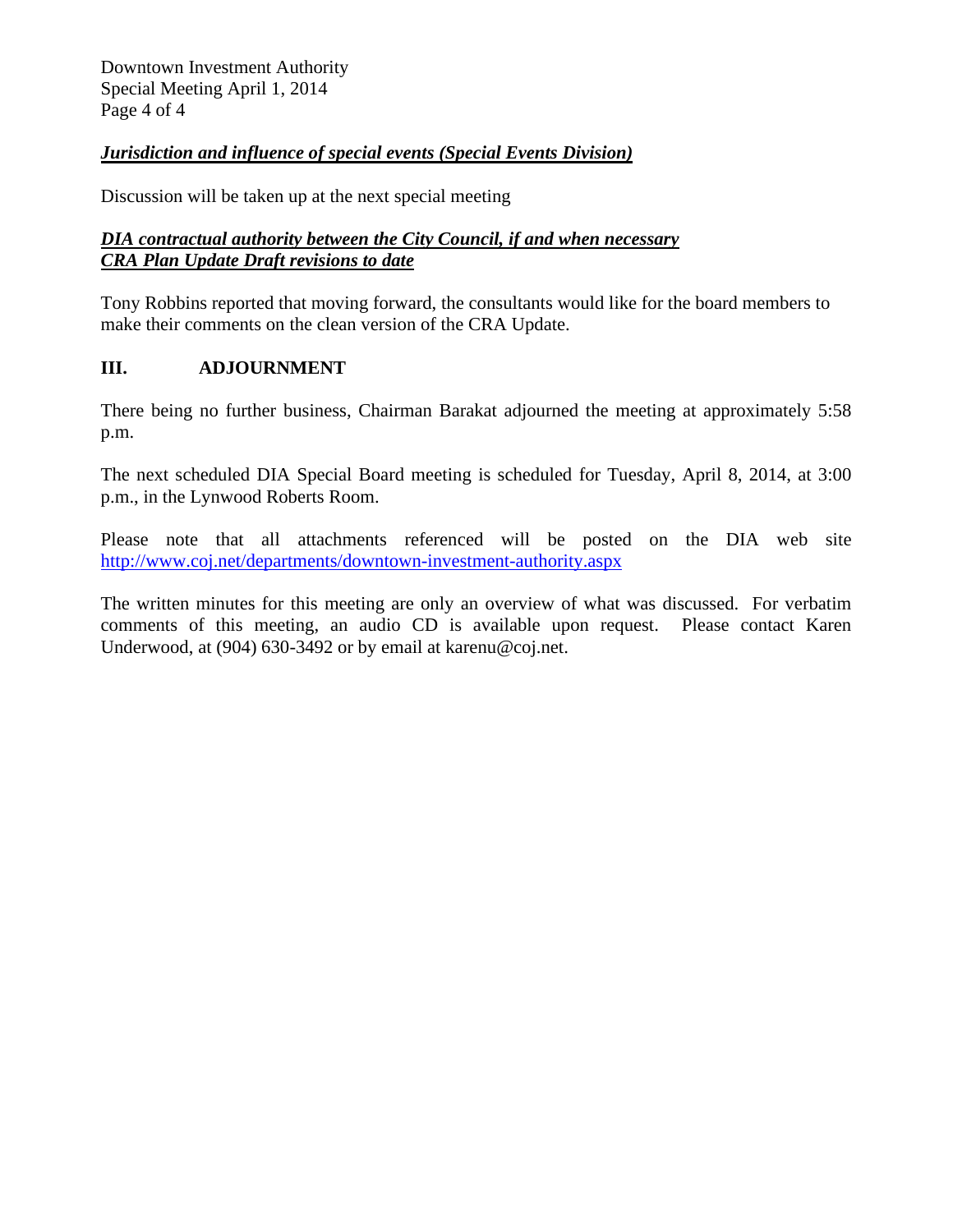***Jurisdiction and influence of special events (Special Events Division)***

Discussion will be taken up at the next special meeting

***DIA contractual authority between the City Council, if and when necessary***
***CRA Plan Update Draft revisions to date***

Tony Robbins reported that moving forward, the consultants would like for the board members to make their comments on the clean version of the CRA Update.

## III. ADJOURNMENT

There being no further business, Chairman Barakat adjourned the meeting at approximately 5:58 p.m.

The next scheduled DIA Special Board meeting is scheduled for Tuesday, April 8, 2014, at 3:00 p.m., in the Lynwood Roberts Room.

Please note that all attachments referenced will be posted on the DIA web site http://www.coj.net/departments/downtown-investment-authority.aspx

The written minutes for this meeting are only an overview of what was discussed. For verbatim comments of this meeting, an audio CD is available upon request. Please contact Karen Underwood, at (904) 630-3492 or by email at karenu@coj.net.